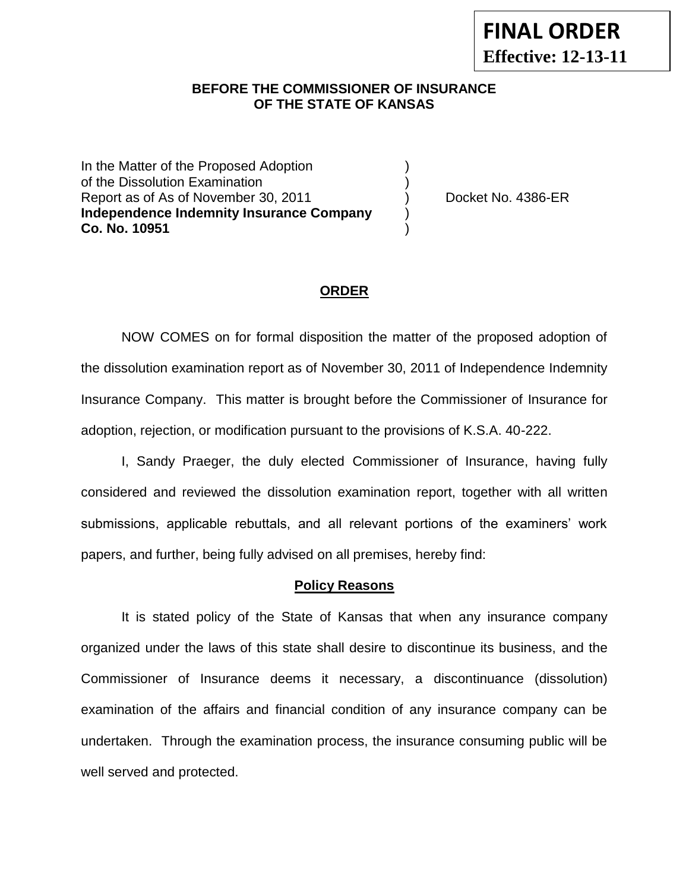**FINAL ORDER**
**Effective: 12-13-11**

**BEFORE THE COMMISSIONER OF INSURANCE**
**OF THE STATE OF KANSAS**

In the Matter of the Proposed Adoption )
of the Dissolution Examination )
Report as of As of November 30, 2011 ) Docket No. 4386-ER
**Independence Indemnity Insurance Company** )
**Co. No. 10951** )

## **ORDER**

NOW COMES on for formal disposition the matter of the proposed adoption of the dissolution examination report as of November 30, 2011 of Independence Indemnity Insurance Company. This matter is brought before the Commissioner of Insurance for adoption, rejection, or modification pursuant to the provisions of K.S.A. 40-222.

I, Sandy Praeger, the duly elected Commissioner of Insurance, having fully considered and reviewed the dissolution examination report, together with all written submissions, applicable rebuttals, and all relevant portions of the examiners' work papers, and further, being fully advised on all premises, hereby find:

### **Policy Reasons**

It is stated policy of the State of Kansas that when any insurance company organized under the laws of this state shall desire to discontinue its business, and the Commissioner of Insurance deems it necessary, a discontinuance (dissolution) examination of the affairs and financial condition of any insurance company can be undertaken. Through the examination process, the insurance consuming public will be well served and protected.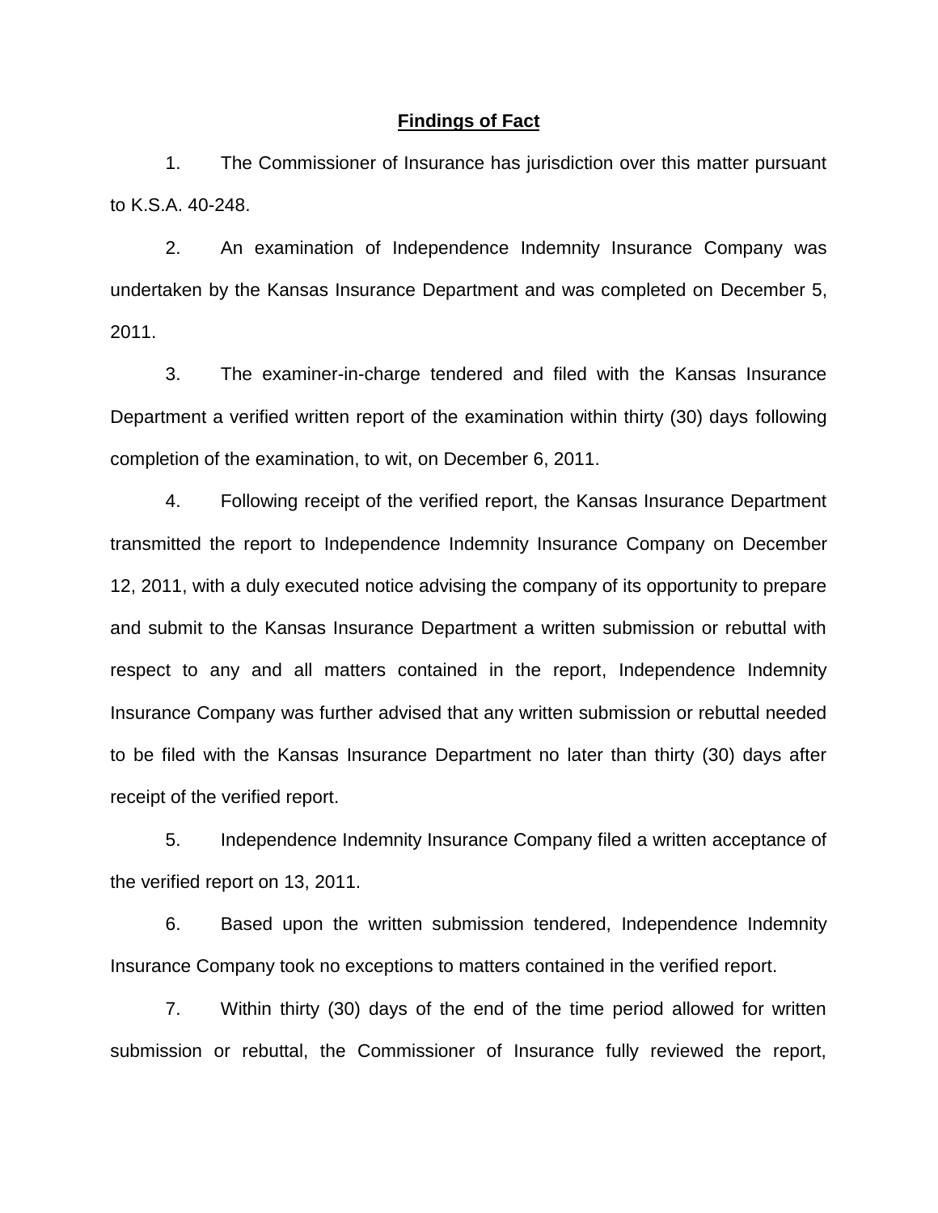## Findings of Fact

1. The Commissioner of Insurance has jurisdiction over this matter pursuant to K.S.A. 40-248.

2. An examination of Independence Indemnity Insurance Company was undertaken by the Kansas Insurance Department and was completed on December 5, 2011.

3. The examiner-in-charge tendered and filed with the Kansas Insurance Department a verified written report of the examination within thirty (30) days following completion of the examination, to wit, on December 6, 2011.

4. Following receipt of the verified report, the Kansas Insurance Department transmitted the report to Independence Indemnity Insurance Company on December 12, 2011, with a duly executed notice advising the company of its opportunity to prepare and submit to the Kansas Insurance Department a written submission or rebuttal with respect to any and all matters contained in the report, Independence Indemnity Insurance Company was further advised that any written submission or rebuttal needed to be filed with the Kansas Insurance Department no later than thirty (30) days after receipt of the verified report.

5. Independence Indemnity Insurance Company filed a written acceptance of the verified report on 13, 2011.

6. Based upon the written submission tendered, Independence Indemnity Insurance Company took no exceptions to matters contained in the verified report.

7. Within thirty (30) days of the end of the time period allowed for written submission or rebuttal, the Commissioner of Insurance fully reviewed the report,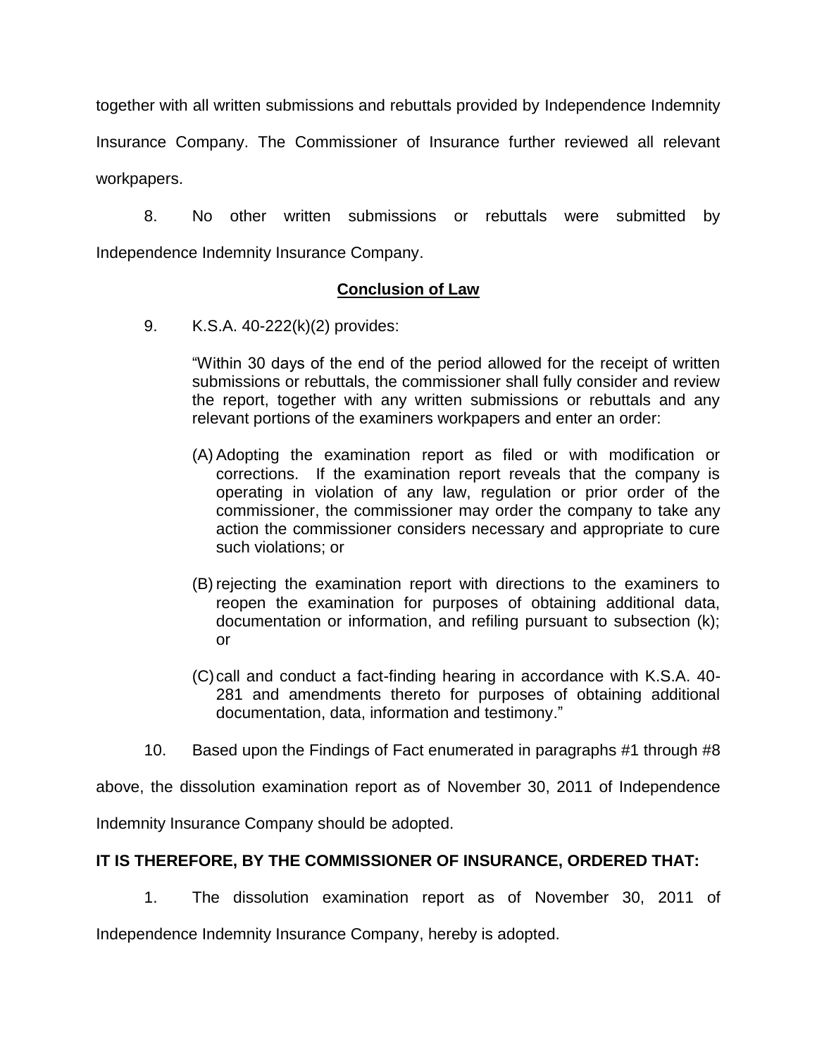together with all written submissions and rebuttals provided by Independence Indemnity Insurance Company. The Commissioner of Insurance further reviewed all relevant workpapers.

8. No other written submissions or rebuttals were submitted by Independence Indemnity Insurance Company.

## **Conclusion of Law**

9. K.S.A. 40-222(k)(2) provides:

> "Within 30 days of the end of the period allowed for the receipt of written submissions or rebuttals, the commissioner shall fully consider and review the report, together with any written submissions or rebuttals and any relevant portions of the examiners workpapers and enter an order:
>
> (A) Adopting the examination report as filed or with modification or corrections. If the examination report reveals that the company is operating in violation of any law, regulation or prior order of the commissioner, the commissioner may order the company to take any action the commissioner considers necessary and appropriate to cure such violations; or
>
> (B) rejecting the examination report with directions to the examiners to reopen the examination for purposes of obtaining additional data, documentation or information, and refiling pursuant to subsection (k); or
>
> (C) call and conduct a fact-finding hearing in accordance with K.S.A. 40-281 and amendments thereto for purposes of obtaining additional documentation, data, information and testimony."

10. Based upon the Findings of Fact enumerated in paragraphs #1 through #8 above, the dissolution examination report as of November 30, 2011 of Independence Indemnity Insurance Company should be adopted.

**IT IS THEREFORE, BY THE COMMISSIONER OF INSURANCE, ORDERED THAT:**

1. The dissolution examination report as of November 30, 2011 of Independence Indemnity Insurance Company, hereby is adopted.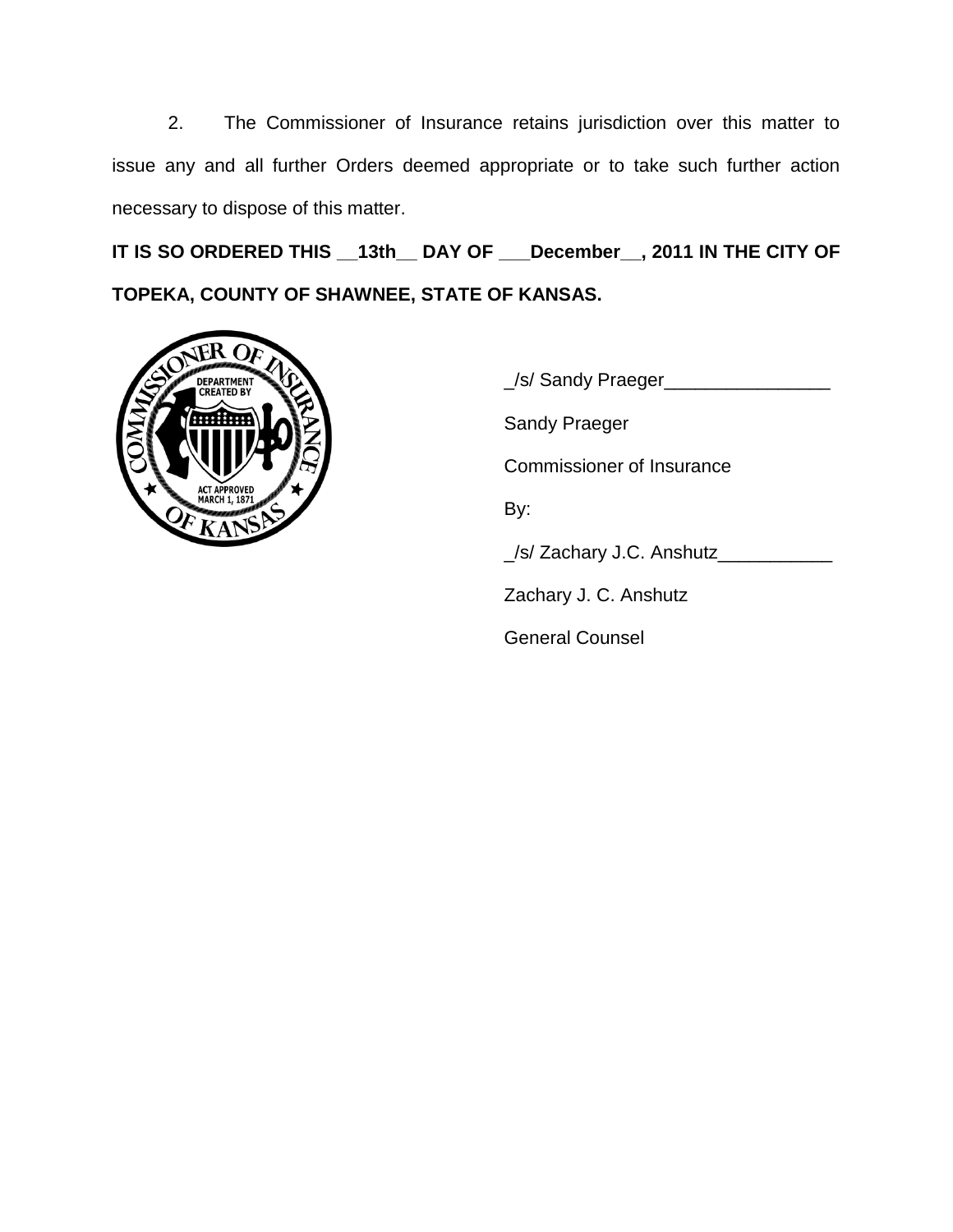2. The Commissioner of Insurance retains jurisdiction over this matter to issue any and all further Orders deemed appropriate or to take such further action necessary to dispose of this matter.

**IT IS SO ORDERED THIS __13th__ DAY OF ___December__, 2011 IN THE CITY OF TOPEKA, COUNTY OF SHAWNEE, STATE OF KANSAS.**

_/s/ Sandy Praeger________________

Sandy Praeger

Commissioner of Insurance

By:

_/s/ Zachary J.C. Anshutz___________

Zachary J. C. Anshutz

General Counsel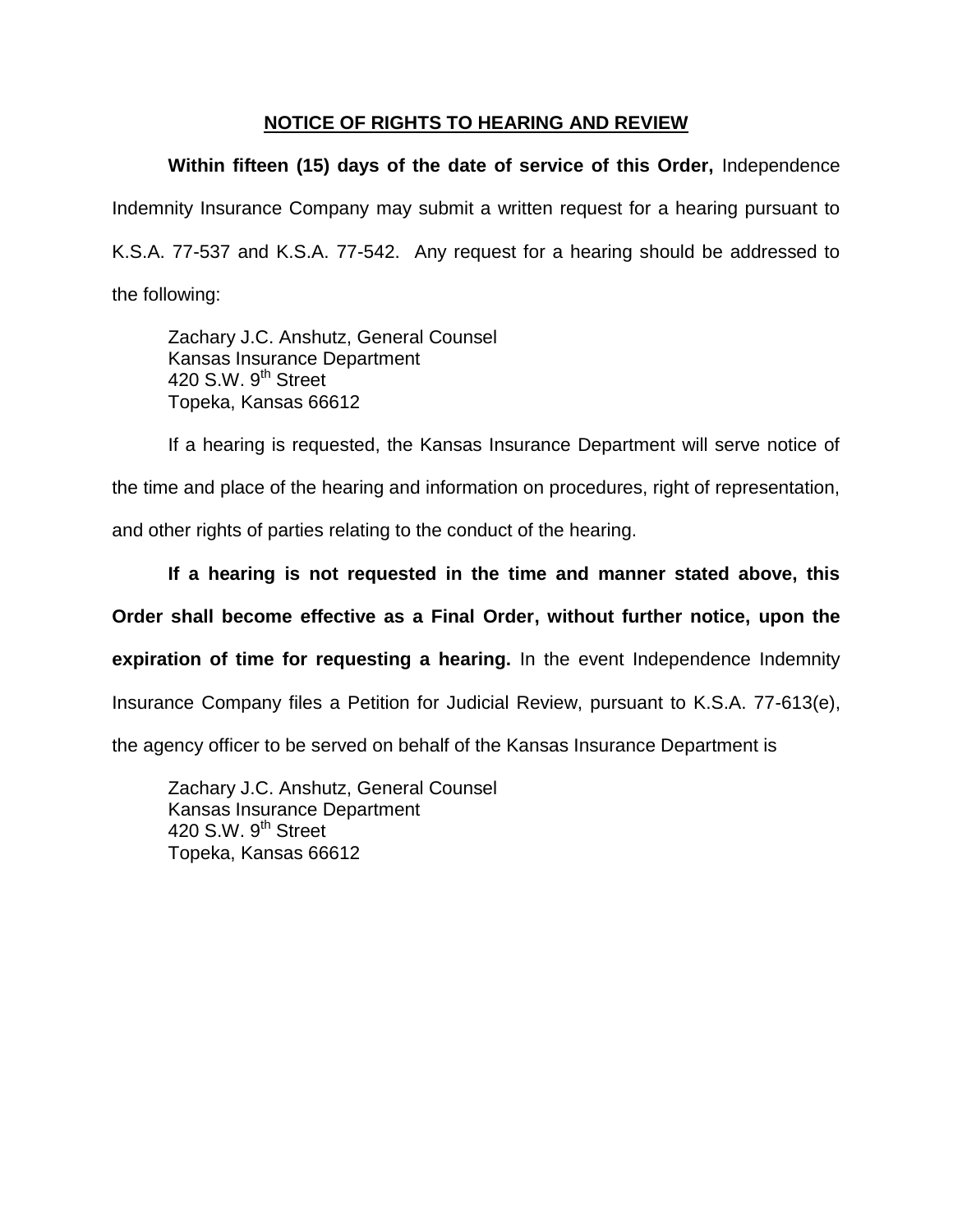## NOTICE OF RIGHTS TO HEARING AND REVIEW

**Within fifteen (15) days of the date of service of this Order,** Independence Indemnity Insurance Company may submit a written request for a hearing pursuant to K.S.A. 77-537 and K.S.A. 77-542. Any request for a hearing should be addressed to the following:

Zachary J.C. Anshutz, General Counsel  
Kansas Insurance Department  
420 S.W. 9th Street  
Topeka, Kansas 66612

If a hearing is requested, the Kansas Insurance Department will serve notice of the time and place of the hearing and information on procedures, right of representation, and other rights of parties relating to the conduct of the hearing.

**If a hearing is not requested in the time and manner stated above, this Order shall become effective as a Final Order, without further notice, upon the expiration of time for requesting a hearing.** In the event Independence Indemnity Insurance Company files a Petition for Judicial Review, pursuant to K.S.A. 77-613(e), the agency officer to be served on behalf of the Kansas Insurance Department is

Zachary J.C. Anshutz, General Counsel  
Kansas Insurance Department  
420 S.W. 9th Street  
Topeka, Kansas 66612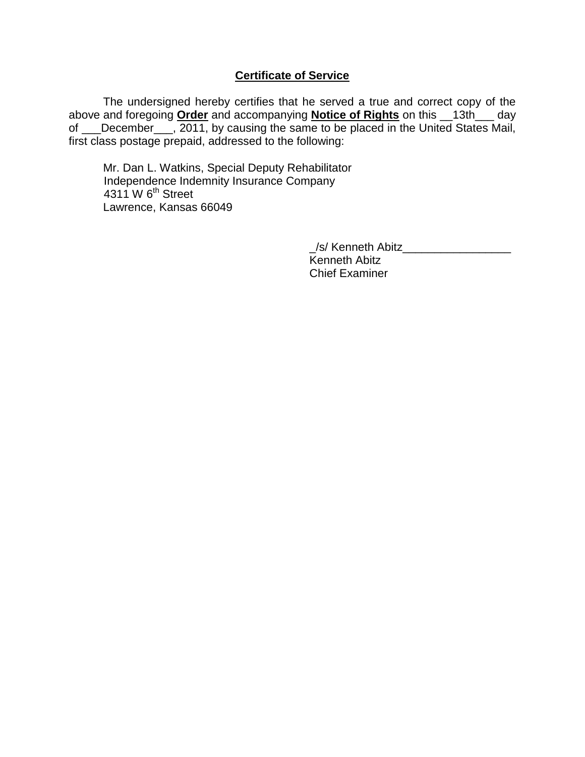## **Certificate of Service**

The undersigned hereby certifies that he served a true and correct copy of the above and foregoing **Order** and accompanying **Notice of Rights** on this __13th___ day of ___December___, 2011, by causing the same to be placed in the United States Mail, first class postage prepaid, addressed to the following:

Mr. Dan L. Watkins, Special Deputy Rehabilitator
Independence Indemnity Insurance Company
4311 W 6th Street
Lawrence, Kansas 66049

_/s/ Kenneth Abitz_________________
Kenneth Abitz
Chief Examiner